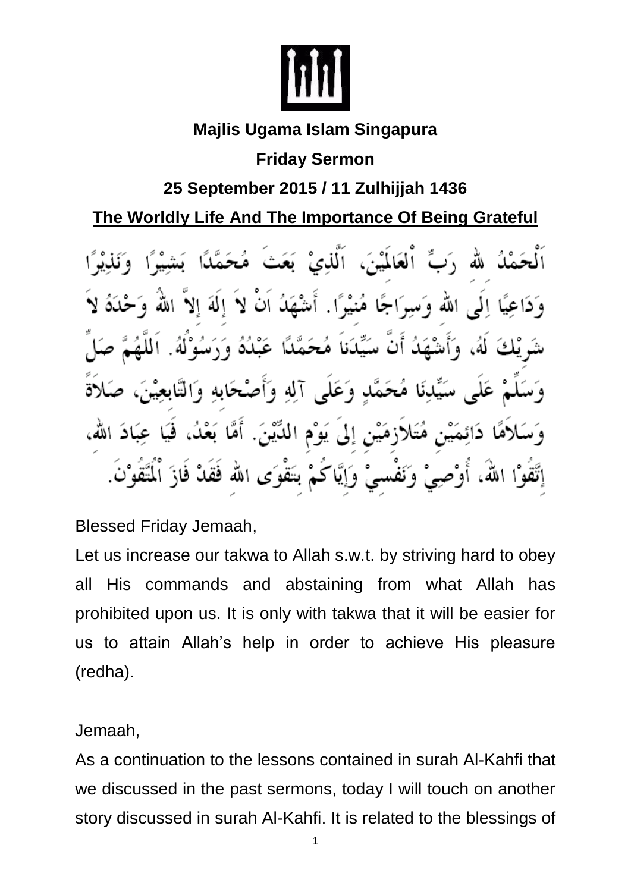**Majlis Ugama Islam Singapura**

**Friday Sermon**

**25 September 2015 / 11 Zulhijjah 1436**

**The Worldly Life And The Importance Of Being Grateful**

اَلْحَمْدُ للهِ رَبِّ ٱلعَالَمِيْنَ، اَلَّذِيْ بَعَثَ مُحَمَّدًا بَشِيْرًا وَنَذِيْرًا وَدَاعِيًا اِلَى اللهِ وَسِرَاجًا مُنِيْرًا. أَشْهَدُ اَنْ لاَ إِلَهَ إِلاَّ اللهُ وَحْدَهُ لاَ شَرِيْكَ لَهُ، وَأَشْهَدُ أَنَّ سَيِّدَنَا مُحَمَّدًا عَبْدُهُ وَرَسُوْلُهُ. اَللَّهُمَّ صَلِّ وَسَلِّمْ عَلَى سَيِّدِنَا مُحَمَّدٍ وَعَلَى آلِهِ وَأَصْحَابِهِ وَالتَّابِعِيْنَ، صَلاَةً وَسَلاَمًا دَائِمَيْنِ مُتَلاَزِمَيْنِ إِلَى يَوْمِ الدِّيْنَ. أَمَّا بَعْدُ، فَيَا عِبَادَ اللهِ، إِتَّقُوْا اللهَ، أُوْصِيْ وَنَفْسِيْ وَإِيَّاكُمْ بِتَقْوَى اللهِ فَقَدْ فَازَ ٱلْمُتَّقُوْنَ.

Blessed Friday Jemaah,

Let us increase our takwa to Allah s.w.t. by striving hard to obey all His commands and abstaining from what Allah has prohibited upon us. It is only with takwa that it will be easier for us to attain Allah's help in order to achieve His pleasure (redha).

Jemaah,

As a continuation to the lessons contained in surah Al-Kahfi that we discussed in the past sermons, today I will touch on another story discussed in surah Al-Kahfi. It is related to the blessings of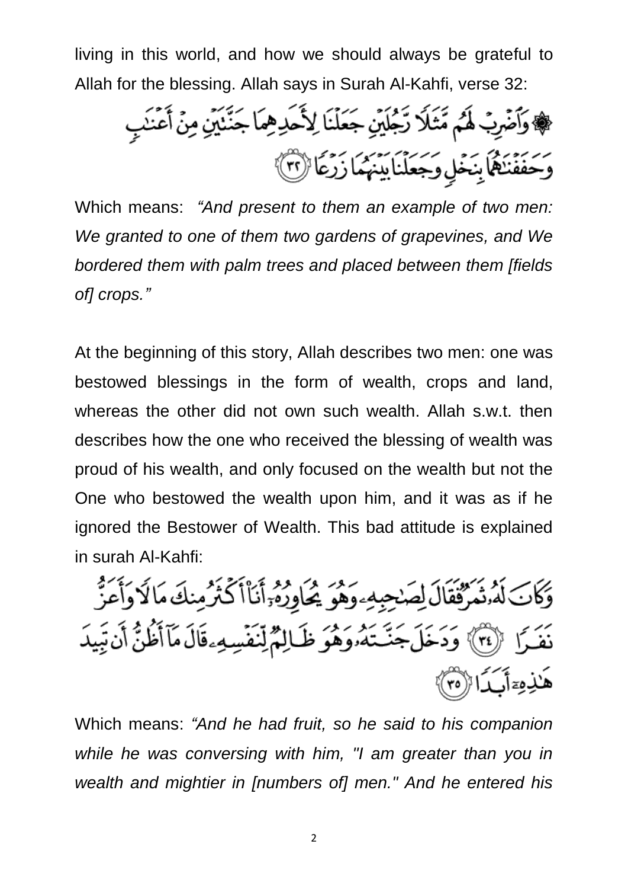living in this world, and how we should always be grateful to Allah for the blessing. Allah says in Surah Al-Kahfi, verse 32:

۞ وَٱضْرِبْ لَهُم مَّثَلًا رَّجُلَيْنِ جَعَلْنَا لِأَحَدِهِمَا جَنَّتَيْنِ مِنْ أَعْنَٰبٍ وَحَفَفْنَٰهُمَا بِنَخْلٍ وَجَعَلْنَا بَيْنَهُمَا زَرْعًا ﴿٣٢﴾

Which means: *"And present to them an example of two men: We granted to one of them two gardens of grapevines, and We bordered them with palm trees and placed between them [fields of] crops."*

At the beginning of this story, Allah describes two men: one was bestowed blessings in the form of wealth, crops and land, whereas the other did not own such wealth. Allah s.w.t. then describes how the one who received the blessing of wealth was proud of his wealth, and only focused on the wealth but not the One who bestowed the wealth upon him, and it was as if he ignored the Bestower of Wealth. This bad attitude is explained in surah Al-Kahfi:

وَكَانَ لَهُۥ ثَمَرٌ فَقَالَ لِصَٰحِبِهِۦ وَهُوَ يُحَاوِرُهُۥٓ أَنَا۠ أَكْثَرُ مِنكَ مَالًا وَأَعَزُّ نَفَرًا ﴿٣٤﴾ وَدَخَلَ جَنَّتَهُۥ وَهُوَ ظَالِمٌ لِّنَفْسِهِۦ قَالَ مَآ أَظُنُّ أَن تَبِيدَ هَٰذِهِۦٓ أَبَدًا ﴿٣٥﴾

Which means: *"And he had fruit, so he said to his companion while he was conversing with him, "I am greater than you in wealth and mightier in [numbers of] men." And he entered his*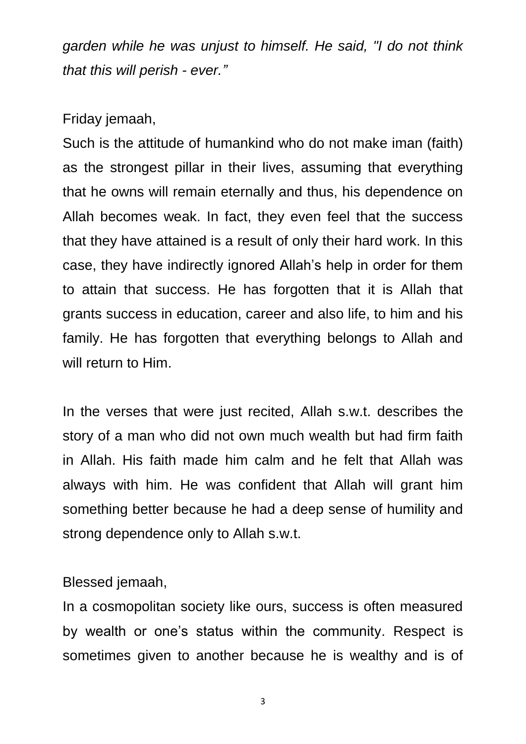*garden while he was unjust to himself. He said, "I do not think that this will perish - ever."*

Friday jemaah,

Such is the attitude of humankind who do not make iman (faith) as the strongest pillar in their lives, assuming that everything that he owns will remain eternally and thus, his dependence on Allah becomes weak. In fact, they even feel that the success that they have attained is a result of only their hard work. In this case, they have indirectly ignored Allah's help in order for them to attain that success. He has forgotten that it is Allah that grants success in education, career and also life, to him and his family. He has forgotten that everything belongs to Allah and will return to Him.

In the verses that were just recited, Allah s.w.t. describes the story of a man who did not own much wealth but had firm faith in Allah. His faith made him calm and he felt that Allah was always with him. He was confident that Allah will grant him something better because he had a deep sense of humility and strong dependence only to Allah s.w.t.

Blessed jemaah,

In a cosmopolitan society like ours, success is often measured by wealth or one's status within the community. Respect is sometimes given to another because he is wealthy and is of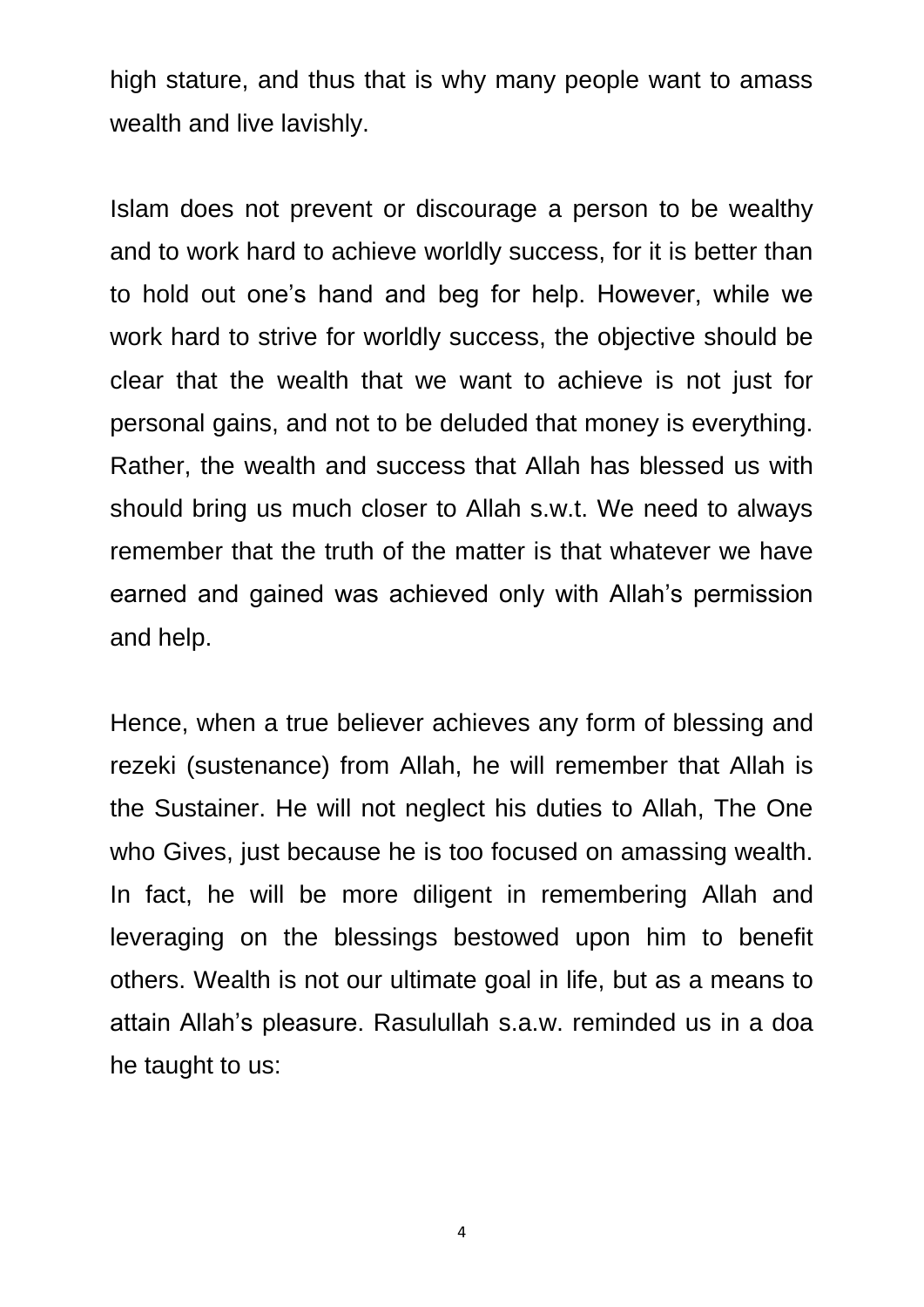high stature, and thus that is why many people want to amass wealth and live lavishly.

Islam does not prevent or discourage a person to be wealthy and to work hard to achieve worldly success, for it is better than to hold out one's hand and beg for help. However, while we work hard to strive for worldly success, the objective should be clear that the wealth that we want to achieve is not just for personal gains, and not to be deluded that money is everything. Rather, the wealth and success that Allah has blessed us with should bring us much closer to Allah s.w.t. We need to always remember that the truth of the matter is that whatever we have earned and gained was achieved only with Allah's permission and help.

Hence, when a true believer achieves any form of blessing and rezeki (sustenance) from Allah, he will remember that Allah is the Sustainer. He will not neglect his duties to Allah, The One who Gives, just because he is too focused on amassing wealth. In fact, he will be more diligent in remembering Allah and leveraging on the blessings bestowed upon him to benefit others. Wealth is not our ultimate goal in life, but as a means to attain Allah's pleasure. Rasulullah s.a.w. reminded us in a doa he taught to us: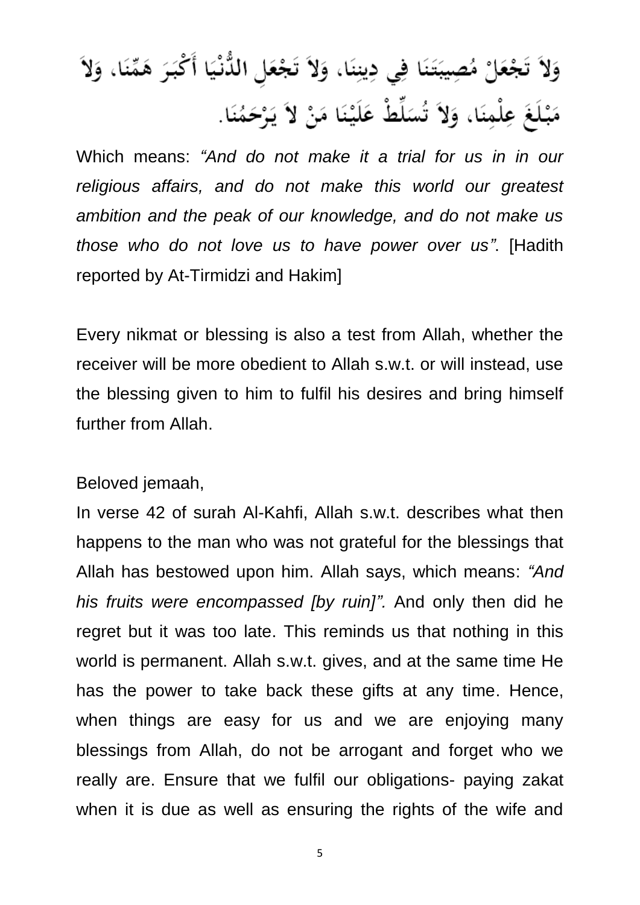وَلاَ تَجْعَلْ مُصِيبَتَنَا فِي دِينِنَا، وَلاَ تَجْعَلِ الدُّنْيَا أَكْبَرَ هَمِّنَا، وَلاَ مَبْلَغَ عِلْمِنَا، وَلاَ تُسَلِّطْ عَلَيْنَا مَنْ لاَ يَرْحَمُنَا.

Which means: *"And do not make it a trial for us in in our religious affairs, and do not make this world our greatest ambition and the peak of our knowledge, and do not make us those who do not love us to have power over us"*. [Hadith reported by At-Tirmidzi and Hakim]

Every nikmat or blessing is also a test from Allah, whether the receiver will be more obedient to Allah s.w.t. or will instead, use the blessing given to him to fulfil his desires and bring himself further from Allah.

Beloved jemaah,

In verse 42 of surah Al-Kahfi, Allah s.w.t. describes what then happens to the man who was not grateful for the blessings that Allah has bestowed upon him. Allah says, which means: *"And his fruits were encompassed [by ruin]".* And only then did he regret but it was too late. This reminds us that nothing in this world is permanent. Allah s.w.t. gives, and at the same time He has the power to take back these gifts at any time. Hence, when things are easy for us and we are enjoying many blessings from Allah, do not be arrogant and forget who we really are. Ensure that we fulfil our obligations- paying zakat when it is due as well as ensuring the rights of the wife and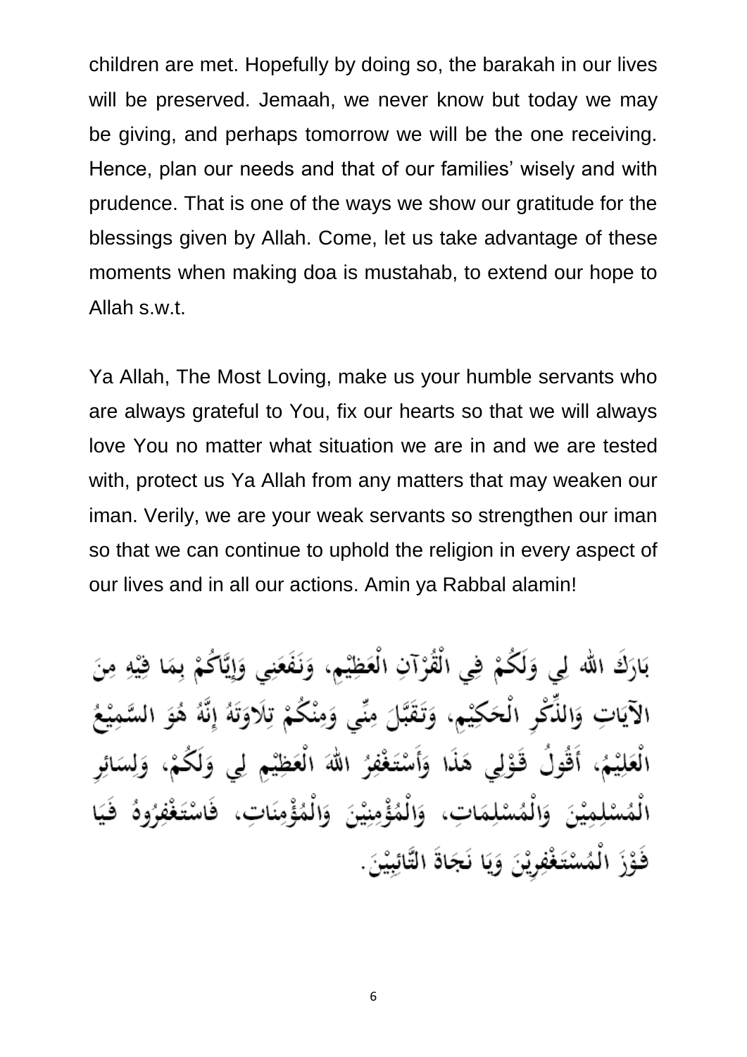children are met. Hopefully by doing so, the barakah in our lives will be preserved. Jemaah, we never know but today we may be giving, and perhaps tomorrow we will be the one receiving. Hence, plan our needs and that of our families' wisely and with prudence. That is one of the ways we show our gratitude for the blessings given by Allah. Come, let us take advantage of these moments when making doa is mustahab, to extend our hope to Allah s.w.t.

Ya Allah, The Most Loving, make us your humble servants who are always grateful to You, fix our hearts so that we will always love You no matter what situation we are in and we are tested with, protect us Ya Allah from any matters that may weaken our iman. Verily, we are your weak servants so strengthen our iman so that we can continue to uphold the religion in every aspect of our lives and in all our actions. Amin ya Rabbal alamin!

بَارَكَ اللهُ لِي وَلَكُمْ فِي الْقُرْآنِ الْعَظِيْمِ، وَنَفَعَنِي وَإِيَّاكُمْ بِمَا فِيْهِ مِنَ الآيَاتِ وَالذِّكْرِ الْحَكِيْمِ، وَتَقَبَّلَ مِنِّي وَمِنْكُمْ تِلَاوَتَهُ إِنَّهُ هُوَ السَّمِيْعُ الْعَلِيْمُ، أَقُولُ قَوْلِي هَذَا وَأَسْتَغْفِرُ اللهَ الْعَظِيْمَ لِي وَلَكُمْ، وَلِسَائِرِ الْمُسْلِمِيْنَ وَالْمُسْلِمَاتِ، وَالْمُؤْمِنِيْنَ وَالْمُؤْمِنَاتِ، فَاسْتَغْفِرُوهُ فَيَا فَوْزَ الْمُسْتَغْفِرِيْنَ وَيَا نَجَاةَ التَّائِبِيْنَ.